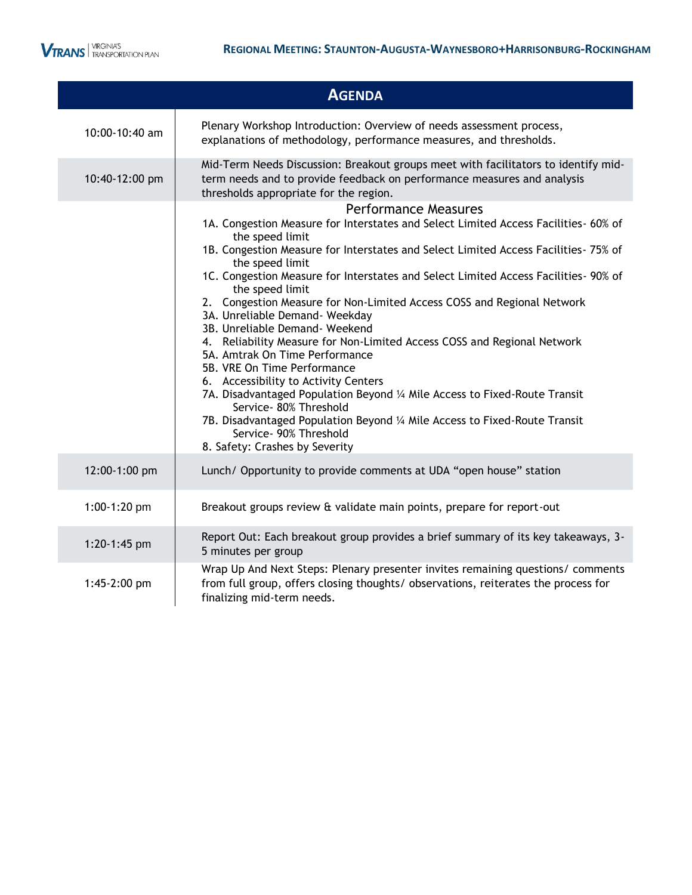# Regional Meeting: Staunton-Augusta-Waynesboro+Harrisonburg-Rockingham

## Agenda

| | |
|---|---|
| 10:00-10:40 am | Plenary Workshop Introduction: Overview of needs assessment process, explanations of methodology, performance measures, and thresholds. |
| 10:40-12:00 pm | Mid-Term Needs Discussion: Breakout groups meet with facilitators to identify mid-term needs and to provide feedback on performance measures and analysis thresholds appropriate for the region. |
| | **Performance Measures**<br>1A. Congestion Measure for Interstates and Select Limited Access Facilities- 60% of the speed limit<br>1B. Congestion Measure for Interstates and Select Limited Access Facilities- 75% of the speed limit<br>1C. Congestion Measure for Interstates and Select Limited Access Facilities- 90% of the speed limit<br>2. Congestion Measure for Non-Limited Access COSS and Regional Network<br>3A. Unreliable Demand- Weekday<br>3B. Unreliable Demand- Weekend<br>4. Reliability Measure for Non-Limited Access COSS and Regional Network<br>5A. Amtrak On Time Performance<br>5B. VRE On Time Performance<br>6. Accessibility to Activity Centers<br>7A. Disadvantaged Population Beyond ¼ Mile Access to Fixed-Route Transit Service- 80% Threshold<br>7B. Disadvantaged Population Beyond ¼ Mile Access to Fixed-Route Transit Service- 90% Threshold<br>8. Safety: Crashes by Severity |
| 12:00-1:00 pm | Lunch/ Opportunity to provide comments at UDA "open house" station |
| 1:00-1:20 pm | Breakout groups review & validate main points, prepare for report-out |
| 1:20-1:45 pm | Report Out: Each breakout group provides a brief summary of its key takeaways, 3-5 minutes per group |
| 1:45-2:00 pm | Wrap Up And Next Steps: Plenary presenter invites remaining questions/ comments from full group, offers closing thoughts/ observations, reiterates the process for finalizing mid-term needs. |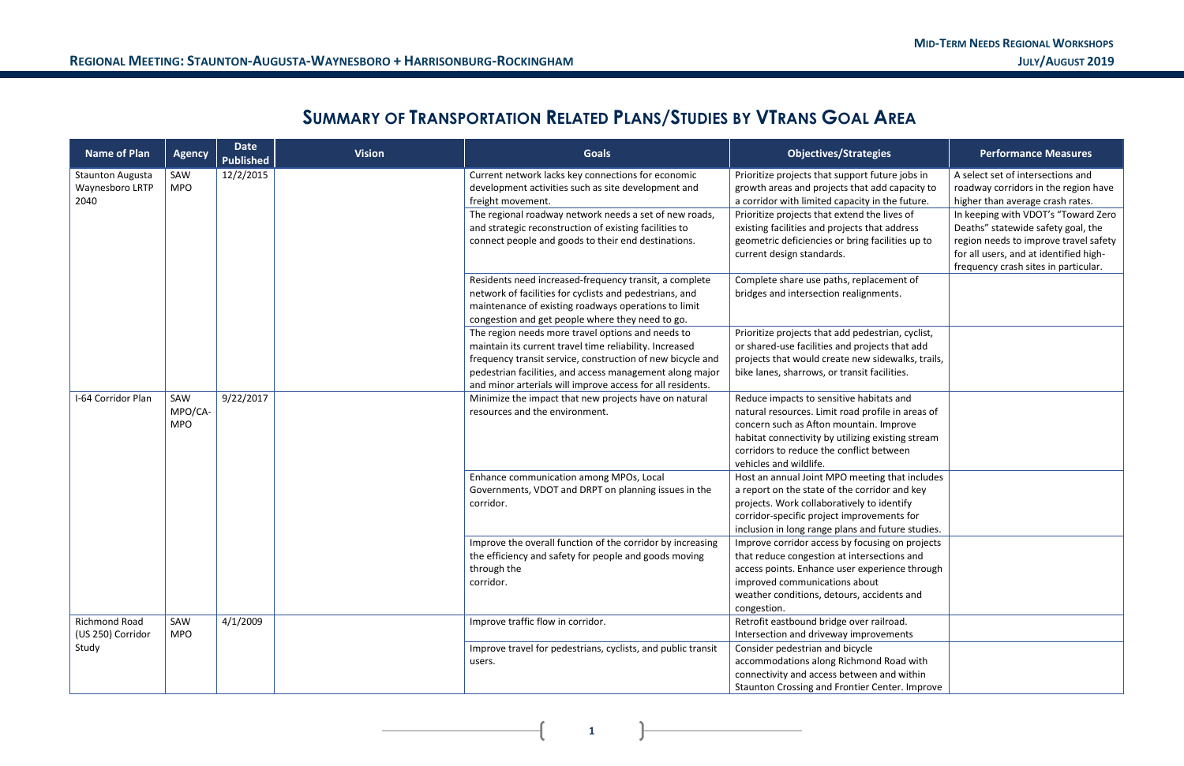## Summary of Transportation Related Plans/Studies by VTrans Goal Area

| Name of Plan | Agency | Date Published | Vision | Goals | Objectives/Strategies | Performance Measures |
|---|---|---|---|---|---|---|
| Staunton Augusta Waynesboro LRTP 2040 | SAW MPO | 12/2/2015 | | Current network lacks key connections for economic development activities such as site development and freight movement. | Prioritize projects that support future jobs in growth areas and projects that add capacity to a corridor with limited capacity in the future. | A select set of intersections and roadway corridors in the region have higher than average crash rates. |
| | | | | The regional roadway network needs a set of new roads, and strategic reconstruction of existing facilities to connect people and goods to their end destinations. | Prioritize projects that extend the lives of existing facilities and projects that address geometric deficiencies or bring facilities up to current design standards. | In keeping with VDOT's "Toward Zero Deaths" statewide safety goal, the region needs to improve travel safety for all users, and at identified high-frequency crash sites in particular. |
| | | | | Residents need increased-frequency transit, a complete network of facilities for cyclists and pedestrians, and maintenance of existing roadways operations to limit congestion and get people where they need to go. | Complete share use paths, replacement of bridges and intersection realignments. | |
| | | | | The region needs more travel options and needs to maintain its current travel time reliability. Increased frequency transit service, construction of new bicycle and pedestrian facilities, and access management along major and minor arterials will improve access for all residents. | Prioritize projects that add pedestrian, cyclist, or shared-use facilities and projects that add projects that would create new sidewalks, trails, bike lanes, sharrows, or transit facilities. | |
| I-64 Corridor Plan | SAW MPO/CA-MPO | 9/22/2017 | | Minimize the impact that new projects have on natural resources and the environment. | Reduce impacts to sensitive habitats and natural resources. Limit road profile in areas of concern such as Afton mountain. Improve habitat connectivity by utilizing existing stream corridors to reduce the conflict between vehicles and wildlife. | |
| | | | | Enhance communication among MPOs, Local Governments, VDOT and DRPT on planning issues in the corridor. | Host an annual Joint MPO meeting that includes a report on the state of the corridor and key projects. Work collaboratively to identify corridor-specific project improvements for inclusion in long range plans and future studies. | |
| | | | | Improve the overall function of the corridor by increasing the efficiency and safety for people and goods moving through the corridor. | Improve corridor access by focusing on projects that reduce congestion at intersections and access points. Enhance user experience through improved communications about weather conditions, detours, accidents and congestion. | |
| Richmond Road (US 250) Corridor Study | SAW MPO | 4/1/2009 | | Improve traffic flow in corridor. | Retrofit eastbound bridge over railroad. Intersection and driveway improvements | |
| | | | | Improve travel for pedestrians, cyclists, and public transit users. | Consider pedestrian and bicycle accommodations along Richmond Road with connectivity and access between and within Staunton Crossing and Frontier Center. Improve | |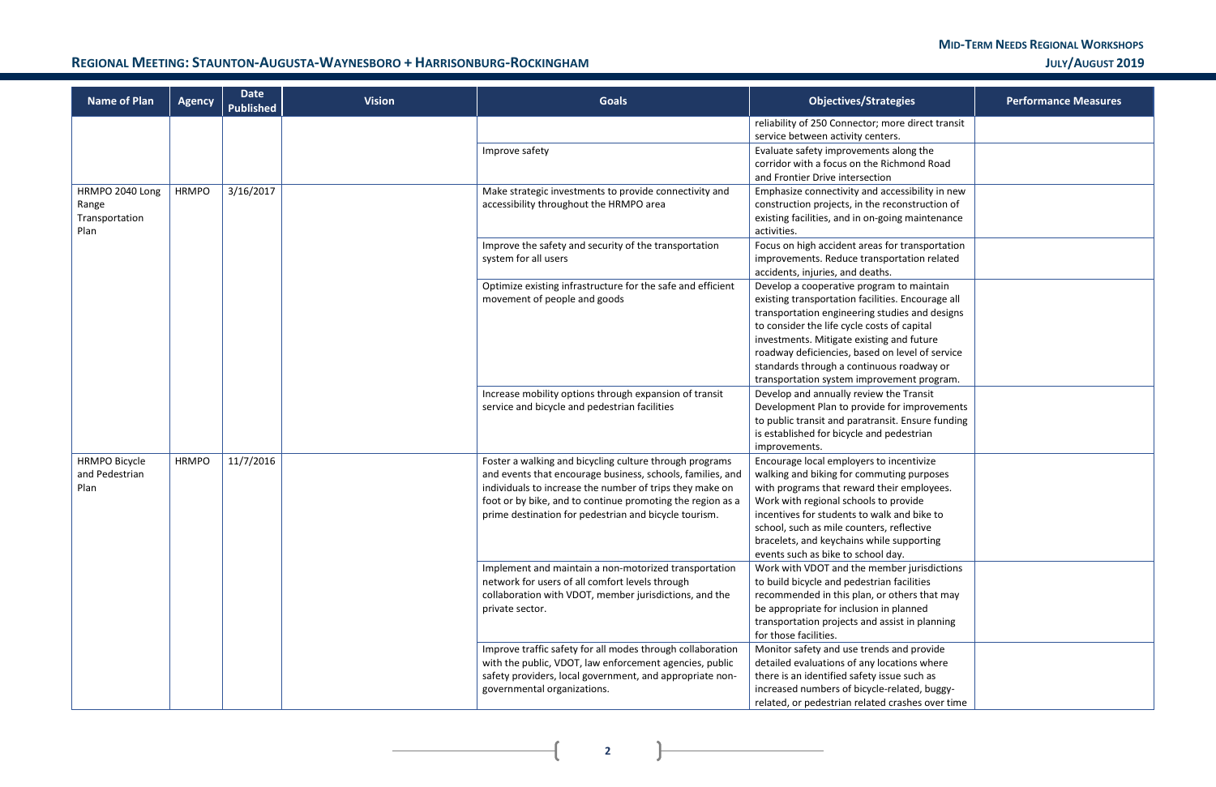| Name of Plan | Agency | Date Published | Vision | Goals | Objectives/Strategies | Performance Measures |
|---|---|---|---|---|---|---|
| | | | | | reliability of 250 Connector; more direct transit service between activity centers. | |
| | | | | Improve safety | Evaluate safety improvements along the corridor with a focus on the Richmond Road and Frontier Drive intersection | |
| HRMPO 2040 Long Range Transportation Plan | HRMPO | 3/16/2017 | | Make strategic investments to provide connectivity and accessibility throughout the HRMPO area | Emphasize connectivity and accessibility in new construction projects, in the reconstruction of existing facilities, and in on-going maintenance activities. | |
| | | | | Improve the safety and security of the transportation system for all users | Focus on high accident areas for transportation improvements. Reduce transportation related accidents, injuries, and deaths. | |
| | | | | Optimize existing infrastructure for the safe and efficient movement of people and goods | Develop a cooperative program to maintain existing transportation facilities. Encourage all transportation engineering studies and designs to consider the life cycle costs of capital investments. Mitigate existing and future roadway deficiencies, based on level of service standards through a continuous roadway or transportation system improvement program. | |
| | | | | Increase mobility options through expansion of transit service and bicycle and pedestrian facilities | Develop and annually review the Transit Development Plan to provide for improvements to public transit and paratransit. Ensure funding is established for bicycle and pedestrian improvements. | |
| HRMPO Bicycle and Pedestrian Plan | HRMPO | 11/7/2016 | | Foster a walking and bicycling culture through programs and events that encourage business, schools, families, and individuals to increase the number of trips they make on foot or by bike, and to continue promoting the region as a prime destination for pedestrian and bicycle tourism. | Encourage local employers to incentivize walking and biking for commuting purposes with programs that reward their employees. Work with regional schools to provide incentives for students to walk and bike to school, such as mile counters, reflective bracelets, and keychains while supporting events such as bike to school day. | |
| | | | | Implement and maintain a non-motorized transportation network for users of all comfort levels through collaboration with VDOT, member jurisdictions, and the private sector. | Work with VDOT and the member jurisdictions to build bicycle and pedestrian facilities recommended in this plan, or others that may be appropriate for inclusion in planned transportation projects and assist in planning for those facilities. | |
| | | | | Improve traffic safety for all modes through collaboration with the public, VDOT, law enforcement agencies, public safety providers, local government, and appropriate non-governmental organizations. | Monitor safety and use trends and provide detailed evaluations of any locations where there is an identified safety issue such as increased numbers of bicycle-related, buggy-related, or pedestrian related crashes over time | |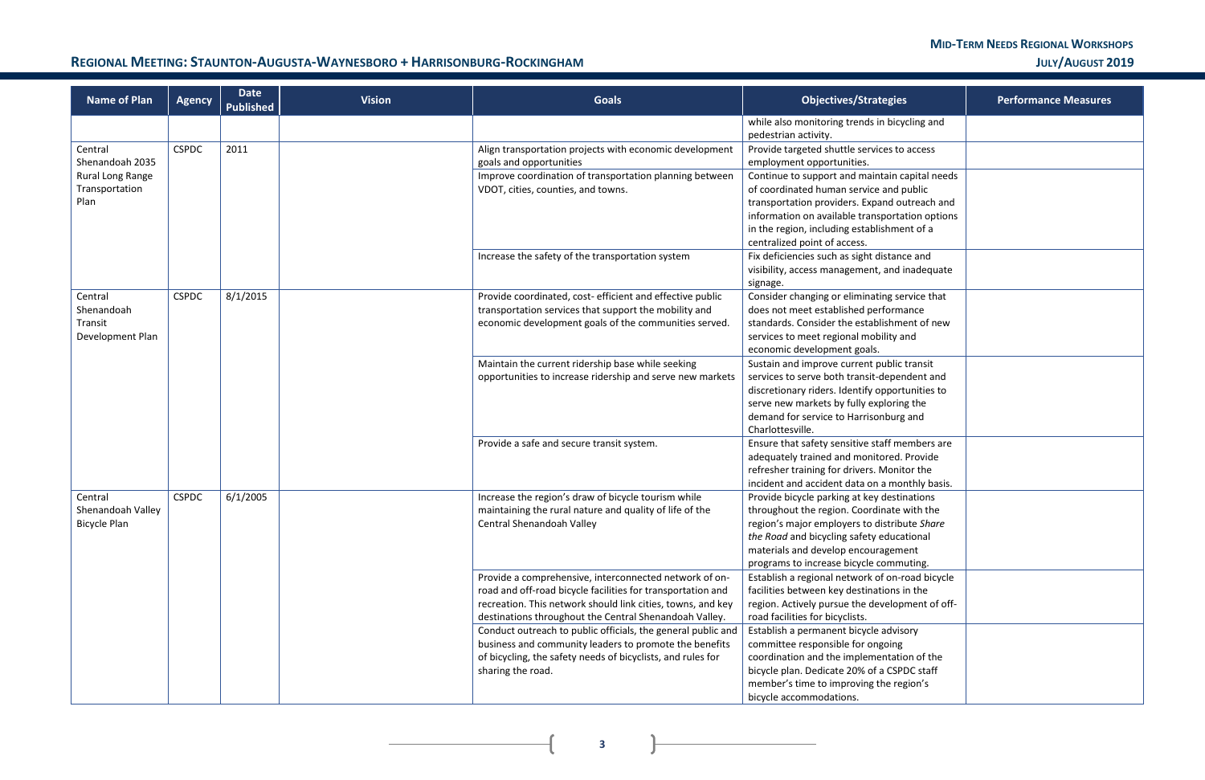| Name of Plan | Agency | Date Published | Vision | Goals | Objectives/Strategies | Performance Measures |
|---|---|---|---|---|---|---|
| | | | | | while also monitoring trends in bicycling and pedestrian activity. | |
| Central Shenandoah 2035 Rural Long Range Transportation Plan | CSPDC | 2011 | | Align transportation projects with economic development goals and opportunities | Provide targeted shuttle services to access employment opportunities. | |
| | | | | Improve coordination of transportation planning between VDOT, cities, counties, and towns. | Continue to support and maintain capital needs of coordinated human service and public transportation providers. Expand outreach and information on available transportation options in the region, including establishment of a centralized point of access. | |
| | | | | Increase the safety of the transportation system | Fix deficiencies such as sight distance and visibility, access management, and inadequate signage. | |
| Central Shenandoah Transit Development Plan | CSPDC | 8/1/2015 | | Provide coordinated, cost- efficient and effective public transportation services that support the mobility and economic development goals of the communities served. | Consider changing or eliminating service that does not meet established performance standards. Consider the establishment of new services to meet regional mobility and economic development goals. | |
| | | | | Maintain the current ridership base while seeking opportunities to increase ridership and serve new markets | Sustain and improve current public transit services to serve both transit-dependent and discretionary riders. Identify opportunities to serve new markets by fully exploring the demand for service to Harrisonburg and Charlottesville. | |
| | | | | Provide a safe and secure transit system. | Ensure that safety sensitive staff members are adequately trained and monitored. Provide refresher training for drivers. Monitor the incident and accident data on a monthly basis. | |
| Central Shenandoah Valley Bicycle Plan | CSPDC | 6/1/2005 | | Increase the region's draw of bicycle tourism while maintaining the rural nature and quality of life of the Central Shenandoah Valley | Provide bicycle parking at key destinations throughout the region. Coordinate with the region's major employers to distribute *Share the Road* and bicycling safety educational materials and develop encouragement programs to increase bicycle commuting. | |
| | | | | Provide a comprehensive, interconnected network of on-road and off-road bicycle facilities for transportation and recreation. This network should link cities, towns, and key destinations throughout the Central Shenandoah Valley. | Establish a regional network of on-road bicycle facilities between key destinations in the region. Actively pursue the development of off-road facilities for bicyclists. | |
| | | | | Conduct outreach to public officials, the general public and business and community leaders to promote the benefits of bicycling, the safety needs of bicyclists, and rules for sharing the road. | Establish a permanent bicycle advisory committee responsible for ongoing coordination and the implementation of the bicycle plan. Dedicate 20% of a CSPDC staff member's time to improving the region's bicycle accommodations. | |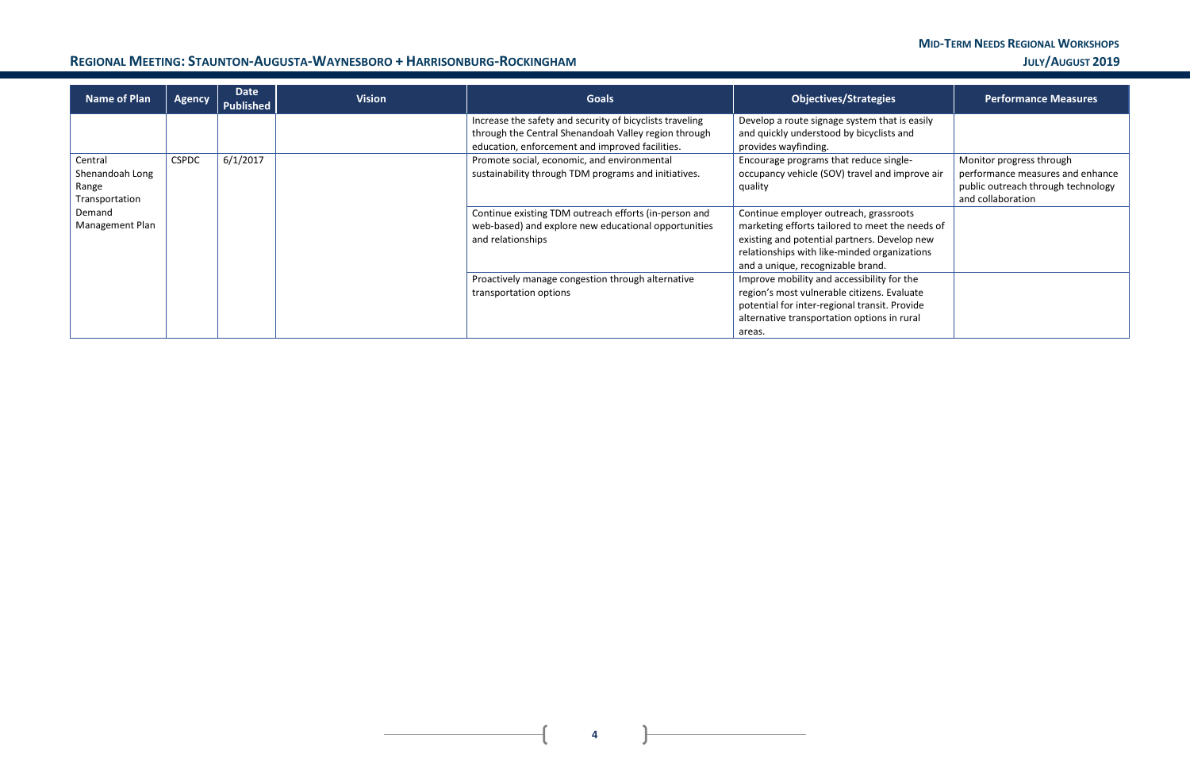| Name of Plan | Agency | Date Published | Vision | Goals | Objectives/Strategies | Performance Measures |
|---|---|---|---|---|---|---|
| | | | | Increase the safety and security of bicyclists traveling through the Central Shenandoah Valley region through education, enforcement and improved facilities. | Develop a route signage system that is easily and quickly understood by bicyclists and provides wayfinding. | |
| Central Shenandoah Long Range Transportation Demand Management Plan | CSPDC | 6/1/2017 | | Promote social, economic, and environmental sustainability through TDM programs and initiatives. | Encourage programs that reduce single-occupancy vehicle (SOV) travel and improve air quality | Monitor progress through performance measures and enhance public outreach through technology and collaboration |
| | | | | Continue existing TDM outreach efforts (in-person and web-based) and explore new educational opportunities and relationships | Continue employer outreach, grassroots marketing efforts tailored to meet the needs of existing and potential partners. Develop new relationships with like-minded organizations and a unique, recognizable brand. | |
| | | | | Proactively manage congestion through alternative transportation options | Improve mobility and accessibility for the region's most vulnerable citizens. Evaluate potential for inter-regional transit. Provide alternative transportation options in rural areas. | |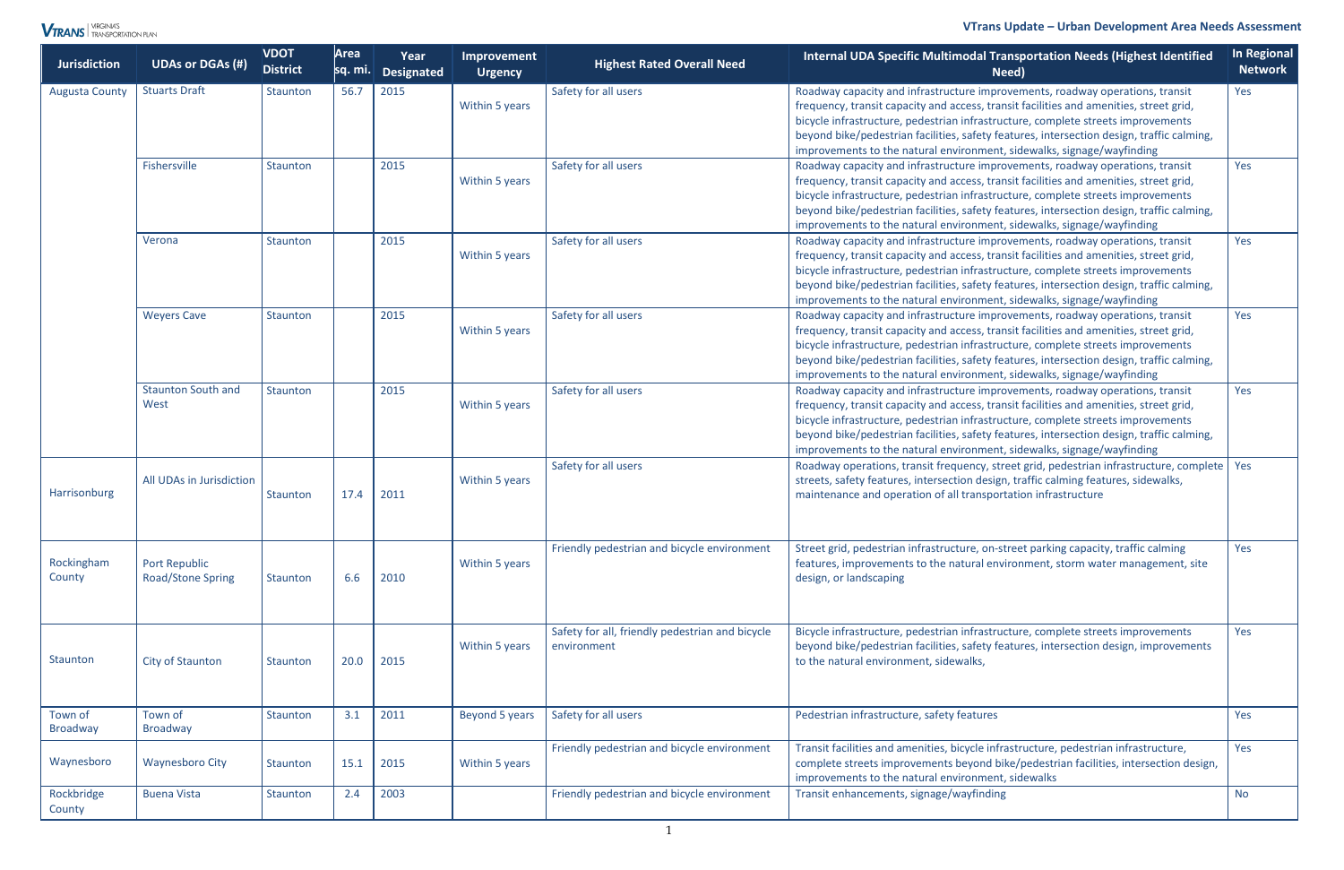| Jurisdiction | UDAs or DGAs (#) | VDOT District | Area sq. mi. | Year Designated | Improvement Urgency | Highest Rated Overall Need | Internal UDA Specific Multimodal Transportation Needs (Highest Identified Need) | In Regional Network |
|---|---|---|---|---|---|---|---|---|
| Augusta County | Stuarts Draft | Staunton | 56.7 | 2015 | Within 5 years | Safety for all users | Roadway capacity and infrastructure improvements, roadway operations, transit frequency, transit capacity and access, transit facilities and amenities, street grid, bicycle infrastructure, pedestrian infrastructure, complete streets improvements beyond bike/pedestrian facilities, safety features, intersection design, traffic calming, improvements to the natural environment, sidewalks, signage/wayfinding | Yes |
| | Fishersville | Staunton | | 2015 | Within 5 years | Safety for all users | Roadway capacity and infrastructure improvements, roadway operations, transit frequency, transit capacity and access, transit facilities and amenities, street grid, bicycle infrastructure, pedestrian infrastructure, complete streets improvements beyond bike/pedestrian facilities, safety features, intersection design, traffic calming, improvements to the natural environment, sidewalks, signage/wayfinding | Yes |
| | Verona | Staunton | | 2015 | Within 5 years | Safety for all users | Roadway capacity and infrastructure improvements, roadway operations, transit frequency, transit capacity and access, transit facilities and amenities, street grid, bicycle infrastructure, pedestrian infrastructure, complete streets improvements beyond bike/pedestrian facilities, safety features, intersection design, traffic calming, improvements to the natural environment, sidewalks, signage/wayfinding | Yes |
| | Weyers Cave | Staunton | | 2015 | Within 5 years | Safety for all users | Roadway capacity and infrastructure improvements, roadway operations, transit frequency, transit capacity and access, transit facilities and amenities, street grid, bicycle infrastructure, pedestrian infrastructure, complete streets improvements beyond bike/pedestrian facilities, safety features, intersection design, traffic calming, improvements to the natural environment, sidewalks, signage/wayfinding | Yes |
| | Staunton South and West | Staunton | | 2015 | Within 5 years | Safety for all users | Roadway capacity and infrastructure improvements, roadway operations, transit frequency, transit capacity and access, transit facilities and amenities, street grid, bicycle infrastructure, pedestrian infrastructure, complete streets improvements beyond bike/pedestrian facilities, safety features, intersection design, traffic calming, improvements to the natural environment, sidewalks, signage/wayfinding | Yes |
| Harrisonburg | All UDAs in Jurisdiction | Staunton | 17.4 | 2011 | Within 5 years | Safety for all users | Roadway operations, transit frequency, street grid, pedestrian infrastructure, complete streets, safety features, intersection design, traffic calming features, sidewalks, maintenance and operation of all transportation infrastructure | Yes |
| Rockingham County | Port Republic Road/Stone Spring | Staunton | 6.6 | 2010 | Within 5 years | Friendly pedestrian and bicycle environment | Street grid, pedestrian infrastructure, on-street parking capacity, traffic calming features, improvements to the natural environment, storm water management, site design, or landscaping | Yes |
| Staunton | City of Staunton | Staunton | 20.0 | 2015 | Within 5 years | Safety for all, friendly pedestrian and bicycle environment | Bicycle infrastructure, pedestrian infrastructure, complete streets improvements beyond bike/pedestrian facilities, safety features, intersection design, improvements to the natural environment, sidewalks, | Yes |
| Town of Broadway | Town of Broadway | Staunton | 3.1 | 2011 | Beyond 5 years | Safety for all users | Pedestrian infrastructure, safety features | Yes |
| Waynesboro | Waynesboro City | Staunton | 15.1 | 2015 | Within 5 years | Friendly pedestrian and bicycle environment | Transit facilities and amenities, bicycle infrastructure, pedestrian infrastructure, complete streets improvements beyond bike/pedestrian facilities, intersection design, improvements to the natural environment, sidewalks | Yes |
| Rockbridge County | Buena Vista | Staunton | 2.4 | 2003 | | Friendly pedestrian and bicycle environment | Transit enhancements, signage/wayfinding | No |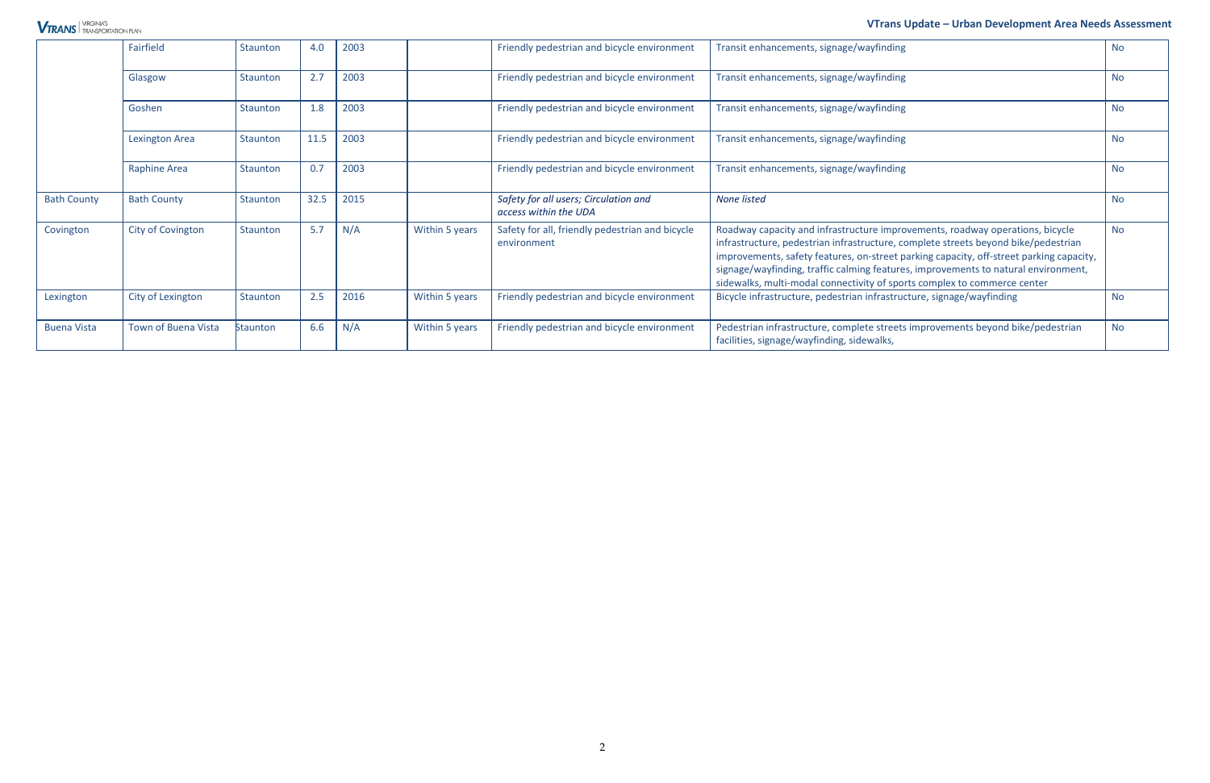| | | | | | | | | |
|---|---|---|---|---|---|---|---|---|
| | Fairfield | Staunton | 4.0 | 2003 | | Friendly pedestrian and bicycle environment | Transit enhancements, signage/wayfinding | No |
| | Glasgow | Staunton | 2.7 | 2003 | | Friendly pedestrian and bicycle environment | Transit enhancements, signage/wayfinding | No |
| | Goshen | Staunton | 1.8 | 2003 | | Friendly pedestrian and bicycle environment | Transit enhancements, signage/wayfinding | No |
| | Lexington Area | Staunton | 11.5 | 2003 | | Friendly pedestrian and bicycle environment | Transit enhancements, signage/wayfinding | No |
| | Raphine Area | Staunton | 0.7 | 2003 | | Friendly pedestrian and bicycle environment | Transit enhancements, signage/wayfinding | No |
| Bath County | Bath County | Staunton | 32.5 | 2015 | | *Safety for all users; Circulation and access within the UDA* | *None listed* | No |
| Covington | City of Covington | Staunton | 5.7 | N/A | Within 5 years | Safety for all, friendly pedestrian and bicycle environment | Roadway capacity and infrastructure improvements, roadway operations, bicycle infrastructure, pedestrian infrastructure, complete streets beyond bike/pedestrian improvements, safety features, on-street parking capacity, off-street parking capacity, signage/wayfinding, traffic calming features, improvements to natural environment, sidewalks, multi-modal connectivity of sports complex to commerce center | No |
| Lexington | City of Lexington | Staunton | 2.5 | 2016 | Within 5 years | Friendly pedestrian and bicycle environment | Bicycle infrastructure, pedestrian infrastructure, signage/wayfinding | No |
| Buena Vista | Town of Buena Vista | Staunton | 6.6 | N/A | Within 5 years | Friendly pedestrian and bicycle environment | Pedestrian infrastructure, complete streets improvements beyond bike/pedestrian facilities, signage/wayfinding, sidewalks, | No |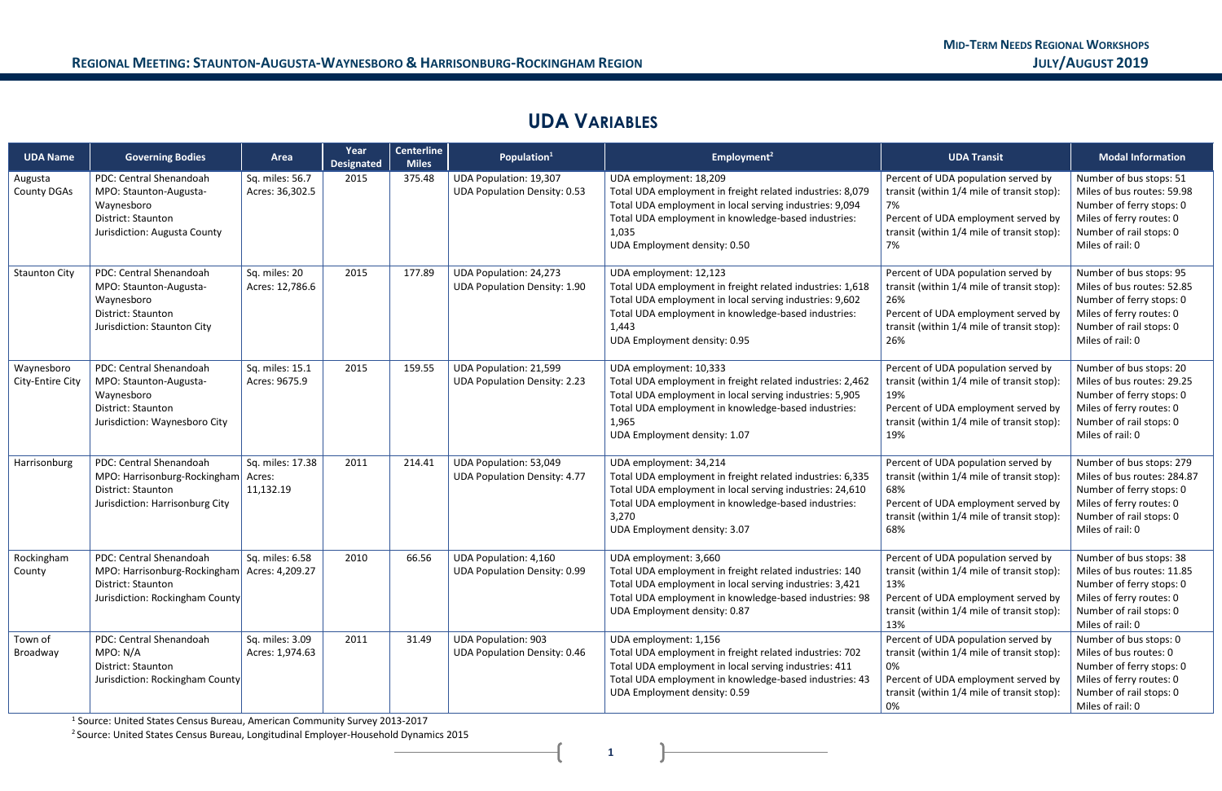## UDA Variables

| UDA Name | Governing Bodies | Area | Year Designated | Centerline Miles | Population[1] | Employment[2] | UDA Transit | Modal Information |
|---|---|---|---|---|---|---|---|---|
| Augusta County DGAs | PDC: Central Shenandoah<br>MPO: Staunton-Augusta-Waynesboro<br>District: Staunton<br>Jurisdiction: Augusta County | Sq. miles: 56.7<br>Acres: 36,302.5 | 2015 | 375.48 | UDA Population: 19,307<br>UDA Population Density: 0.53 | UDA employment: 18,209<br>Total UDA employment in freight related industries: 8,079<br>Total UDA employment in local serving industries: 9,094<br>Total UDA employment in knowledge-based industries: 1,035<br>UDA Employment density: 0.50 | Percent of UDA population served by transit (within 1/4 mile of transit stop): 7%<br>Percent of UDA employment served by transit (within 1/4 mile of transit stop): 7% | Number of bus stops: 51<br>Miles of bus routes: 59.98<br>Number of ferry stops: 0<br>Miles of ferry routes: 0<br>Number of rail stops: 0<br>Miles of rail: 0 |
| Staunton City | PDC: Central Shenandoah<br>MPO: Staunton-Augusta-Waynesboro<br>District: Staunton<br>Jurisdiction: Staunton City | Sq. miles: 20<br>Acres: 12,786.6 | 2015 | 177.89 | UDA Population: 24,273<br>UDA Population Density: 1.90 | UDA employment: 12,123<br>Total UDA employment in freight related industries: 1,618<br>Total UDA employment in local serving industries: 9,602<br>Total UDA employment in knowledge-based industries: 1,443<br>UDA Employment density: 0.95 | Percent of UDA population served by transit (within 1/4 mile of transit stop): 26%<br>Percent of UDA employment served by transit (within 1/4 mile of transit stop): 26% | Number of bus stops: 95<br>Miles of bus routes: 52.85<br>Number of ferry stops: 0<br>Miles of ferry routes: 0<br>Number of rail stops: 0<br>Miles of rail: 0 |
| Waynesboro City-Entire City | PDC: Central Shenandoah<br>MPO: Staunton-Augusta-Waynesboro<br>District: Staunton<br>Jurisdiction: Waynesboro City | Sq. miles: 15.1<br>Acres: 9675.9 | 2015 | 159.55 | UDA Population: 21,599<br>UDA Population Density: 2.23 | UDA employment: 10,333<br>Total UDA employment in freight related industries: 2,462<br>Total UDA employment in local serving industries: 5,905<br>Total UDA employment in knowledge-based industries: 1,965<br>UDA Employment density: 1.07 | Percent of UDA population served by transit (within 1/4 mile of transit stop): 19%<br>Percent of UDA employment served by transit (within 1/4 mile of transit stop): 19% | Number of bus stops: 20<br>Miles of bus routes: 29.25<br>Number of ferry stops: 0<br>Miles of ferry routes: 0<br>Number of rail stops: 0<br>Miles of rail: 0 |
| Harrisonburg | PDC: Central Shenandoah<br>MPO: Harrisonburg-Rockingham<br>District: Staunton<br>Jurisdiction: Harrisonburg City | Sq. miles: 17.38<br>Acres: 11,132.19 | 2011 | 214.41 | UDA Population: 53,049<br>UDA Population Density: 4.77 | UDA employment: 34,214<br>Total UDA employment in freight related industries: 6,335<br>Total UDA employment in local serving industries: 24,610<br>Total UDA employment in knowledge-based industries: 3,270<br>UDA Employment density: 3.07 | Percent of UDA population served by transit (within 1/4 mile of transit stop): 68%<br>Percent of UDA employment served by transit (within 1/4 mile of transit stop): 68% | Number of bus stops: 279<br>Miles of bus routes: 284.87<br>Number of ferry stops: 0<br>Miles of ferry routes: 0<br>Number of rail stops: 0<br>Miles of rail: 0 |
| Rockingham County | PDC: Central Shenandoah<br>MPO: Harrisonburg-Rockingham<br>District: Staunton<br>Jurisdiction: Rockingham County | Sq. miles: 6.58<br>Acres: 4,209.27 | 2010 | 66.56 | UDA Population: 4,160<br>UDA Population Density: 0.99 | UDA employment: 3,660<br>Total UDA employment in freight related industries: 140<br>Total UDA employment in local serving industries: 3,421<br>Total UDA employment in knowledge-based industries: 98<br>UDA Employment density: 0.87 | Percent of UDA population served by transit (within 1/4 mile of transit stop): 13%<br>Percent of UDA employment served by transit (within 1/4 mile of transit stop): 13% | Number of bus stops: 38<br>Miles of bus routes: 11.85<br>Number of ferry stops: 0<br>Miles of ferry routes: 0<br>Number of rail stops: 0<br>Miles of rail: 0 |
| Town of Broadway | PDC: Central Shenandoah<br>MPO: N/A<br>District: Staunton<br>Jurisdiction: Rockingham County | Sq. miles: 3.09<br>Acres: 1,974.63 | 2011 | 31.49 | UDA Population: 903<br>UDA Population Density: 0.46 | UDA employment: 1,156<br>Total UDA employment in freight related industries: 702<br>Total UDA employment in local serving industries: 411<br>Total UDA employment in knowledge-based industries: 43<br>UDA Employment density: 0.59 | Percent of UDA population served by transit (within 1/4 mile of transit stop): 0%<br>Percent of UDA employment served by transit (within 1/4 mile of transit stop): 0% | Number of bus stops: 0<br>Miles of bus routes: 0<br>Number of ferry stops: 0<br>Miles of ferry routes: 0<br>Number of rail stops: 0<br>Miles of rail: 0 |

[1] Source: United States Census Bureau, American Community Survey 2013-2017

[2] Source: United States Census Bureau, Longitudinal Employer-Household Dynamics 2015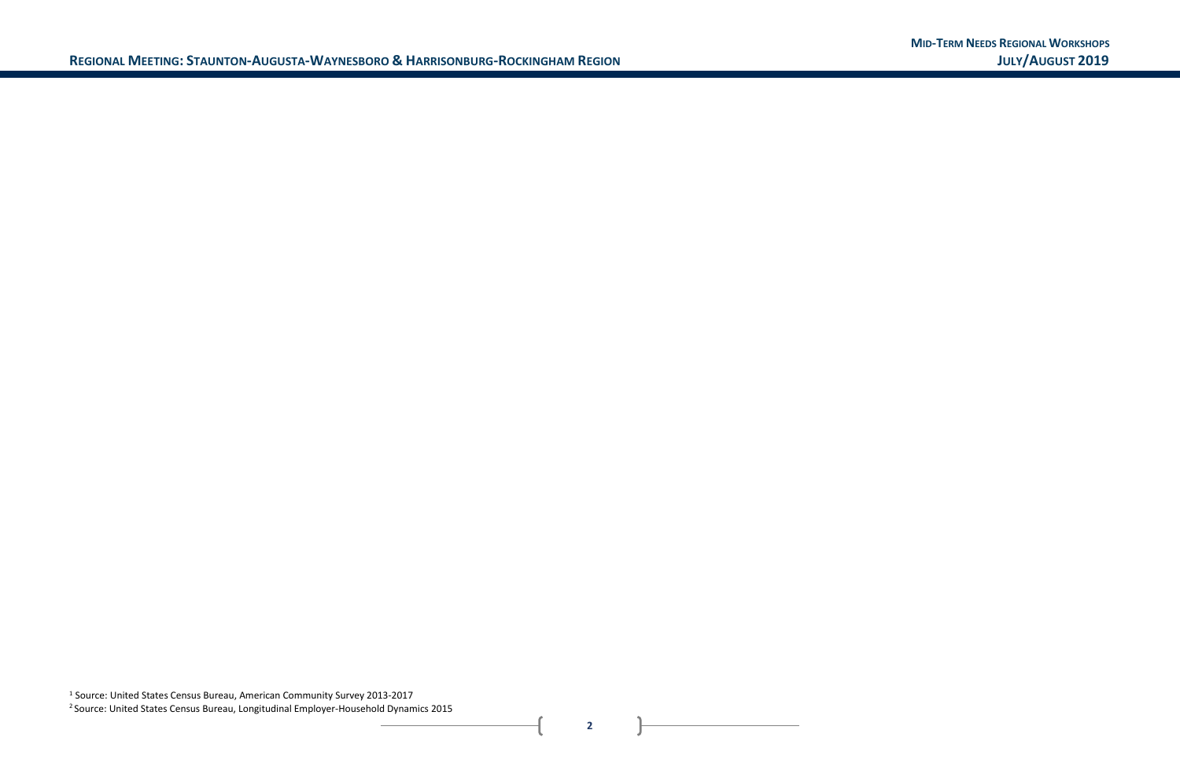[1] Source: United States Census Bureau, American Community Survey 2013-2017

[2] Source: United States Census Bureau, Longitudinal Employer-Household Dynamics 2015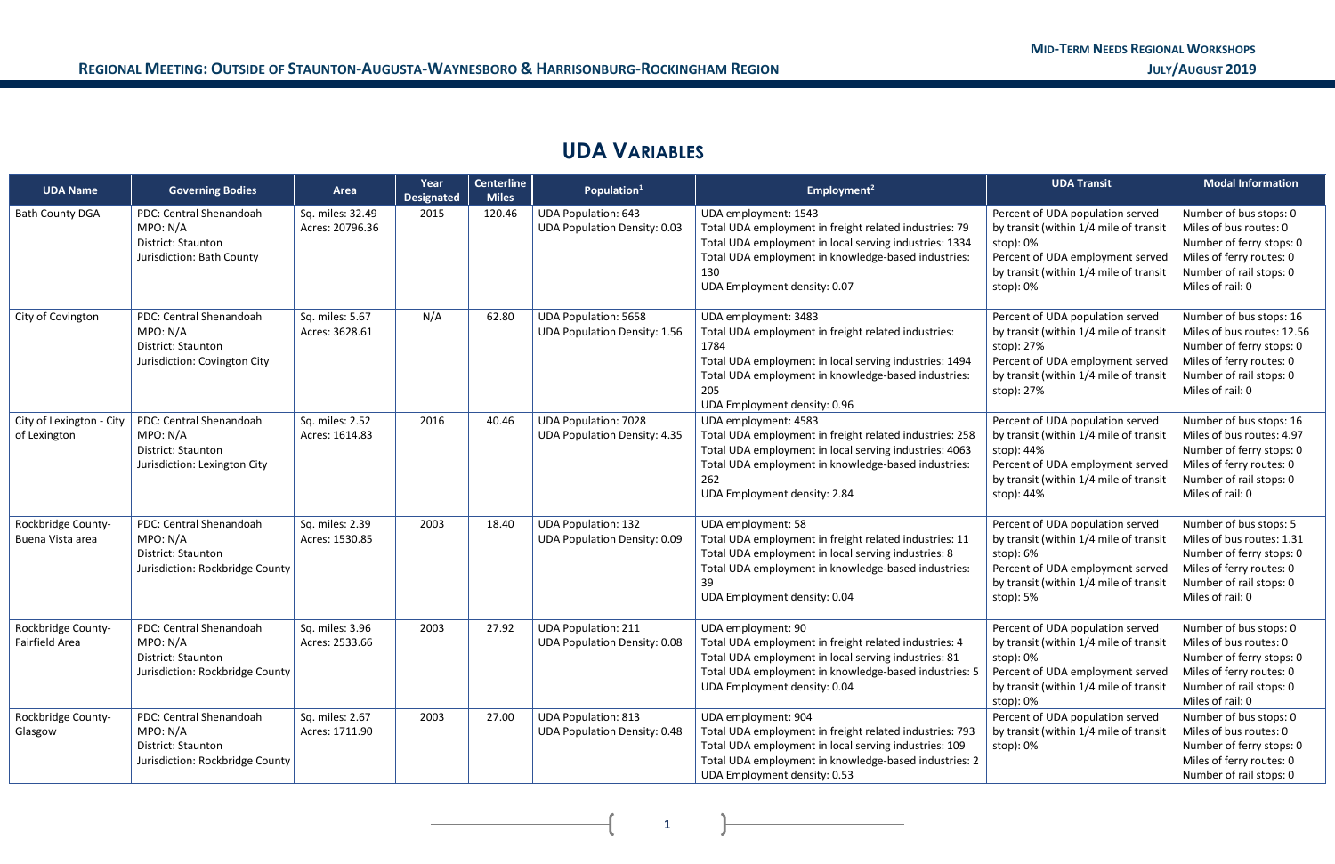## UDA Variables

| UDA Name | Governing Bodies | Area | Year Designated | Centerline Miles | Population[1] | Employment[2] | UDA Transit | Modal Information |
|---|---|---|---|---|---|---|---|---|
| Bath County DGA | PDC: Central Shenandoah<br>MPO: N/A<br>District: Staunton<br>Jurisdiction: Bath County | Sq. miles: 32.49<br>Acres: 20796.36 | 2015 | 120.46 | UDA Population: 643<br>UDA Population Density: 0.03 | UDA employment: 1543<br>Total UDA employment in freight related industries: 79<br>Total UDA employment in local serving industries: 1334<br>Total UDA employment in knowledge-based industries: 130<br>UDA Employment density: 0.07 | Percent of UDA population served by transit (within 1/4 mile of transit stop): 0%<br>Percent of UDA employment served by transit (within 1/4 mile of transit stop): 0% | Number of bus stops: 0<br>Miles of bus routes: 0<br>Number of ferry stops: 0<br>Miles of ferry routes: 0<br>Number of rail stops: 0<br>Miles of rail: 0 |
| City of Covington | PDC: Central Shenandoah<br>MPO: N/A<br>District: Staunton<br>Jurisdiction: Covington City | Sq. miles: 5.67<br>Acres: 3628.61 | N/A | 62.80 | UDA Population: 5658<br>UDA Population Density: 1.56 | UDA employment: 3483<br>Total UDA employment in freight related industries: 1784<br>Total UDA employment in local serving industries: 1494<br>Total UDA employment in knowledge-based industries: 205<br>UDA Employment density: 0.96 | Percent of UDA population served by transit (within 1/4 mile of transit stop): 27%<br>Percent of UDA employment served by transit (within 1/4 mile of transit stop): 27% | Number of bus stops: 16<br>Miles of bus routes: 12.56<br>Number of ferry stops: 0<br>Miles of ferry routes: 0<br>Number of rail stops: 0<br>Miles of rail: 0 |
| City of Lexington - City of Lexington | PDC: Central Shenandoah<br>MPO: N/A<br>District: Staunton<br>Jurisdiction: Lexington City | Sq. miles: 2.52<br>Acres: 1614.83 | 2016 | 40.46 | UDA Population: 7028<br>UDA Population Density: 4.35 | UDA employment: 4583<br>Total UDA employment in freight related industries: 258<br>Total UDA employment in local serving industries: 4063<br>Total UDA employment in knowledge-based industries: 262<br>UDA Employment density: 2.84 | Percent of UDA population served by transit (within 1/4 mile of transit stop): 44%<br>Percent of UDA employment served by transit (within 1/4 mile of transit stop): 44% | Number of bus stops: 16<br>Miles of bus routes: 4.97<br>Number of ferry stops: 0<br>Miles of ferry routes: 0<br>Number of rail stops: 0<br>Miles of rail: 0 |
| Rockbridge County-Buena Vista area | PDC: Central Shenandoah<br>MPO: N/A<br>District: Staunton<br>Jurisdiction: Rockbridge County | Sq. miles: 2.39<br>Acres: 1530.85 | 2003 | 18.40 | UDA Population: 132<br>UDA Population Density: 0.09 | UDA employment: 58<br>Total UDA employment in freight related industries: 11<br>Total UDA employment in local serving industries: 8<br>Total UDA employment in knowledge-based industries: 39<br>UDA Employment density: 0.04 | Percent of UDA population served by transit (within 1/4 mile of transit stop): 6%<br>Percent of UDA employment served by transit (within 1/4 mile of transit stop): 5% | Number of bus stops: 5<br>Miles of bus routes: 1.31<br>Number of ferry stops: 0<br>Miles of ferry routes: 0<br>Number of rail stops: 0<br>Miles of rail: 0 |
| Rockbridge County-Fairfield Area | PDC: Central Shenandoah<br>MPO: N/A<br>District: Staunton<br>Jurisdiction: Rockbridge County | Sq. miles: 3.96<br>Acres: 2533.66 | 2003 | 27.92 | UDA Population: 211<br>UDA Population Density: 0.08 | UDA employment: 90<br>Total UDA employment in freight related industries: 4<br>Total UDA employment in local serving industries: 81<br>Total UDA employment in knowledge-based industries: 5<br>UDA Employment density: 0.04 | Percent of UDA population served by transit (within 1/4 mile of transit stop): 0%<br>Percent of UDA employment served by transit (within 1/4 mile of transit stop): 0% | Number of bus stops: 0<br>Miles of bus routes: 0<br>Number of ferry stops: 0<br>Miles of ferry routes: 0<br>Number of rail stops: 0<br>Miles of rail: 0 |
| Rockbridge County-Glasgow | PDC: Central Shenandoah<br>MPO: N/A<br>District: Staunton<br>Jurisdiction: Rockbridge County | Sq. miles: 2.67<br>Acres: 1711.90 | 2003 | 27.00 | UDA Population: 813<br>UDA Population Density: 0.48 | UDA employment: 904<br>Total UDA employment in freight related industries: 793<br>Total UDA employment in local serving industries: 109<br>Total UDA employment in knowledge-based industries: 2<br>UDA Employment density: 0.53 | Percent of UDA population served by transit (within 1/4 mile of transit stop): 0% | Number of bus stops: 0<br>Miles of bus routes: 0<br>Number of ferry stops: 0<br>Miles of ferry routes: 0<br>Number of rail stops: 0 |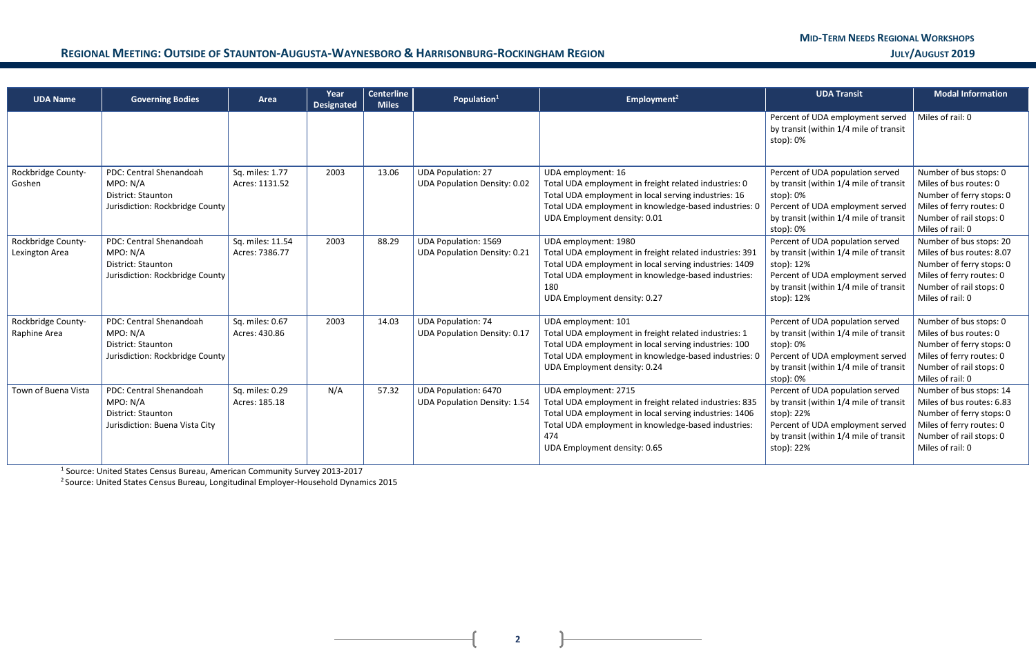| UDA Name | Governing Bodies | Area | Year Designated | Centerline Miles | Population[1] | Employment[2] | UDA Transit | Modal Information |
|---|---|---|---|---|---|---|---|---|
| | | | | | | | Percent of UDA employment served by transit (within 1/4 mile of transit stop): 0% | Miles of rail: 0 |
| Rockbridge County-Goshen | PDC: Central Shenandoah<br>MPO: N/A<br>District: Staunton<br>Jurisdiction: Rockbridge County | Sq. miles: 1.77<br>Acres: 1131.52 | 2003 | 13.06 | UDA Population: 27<br>UDA Population Density: 0.02 | UDA employment: 16<br>Total UDA employment in freight related industries: 0<br>Total UDA employment in local serving industries: 16<br>Total UDA employment in knowledge-based industries: 0<br>UDA Employment density: 0.01 | Percent of UDA population served by transit (within 1/4 mile of transit stop): 0%<br>Percent of UDA employment served by transit (within 1/4 mile of transit stop): 0% | Number of bus stops: 0<br>Miles of bus routes: 0<br>Number of ferry stops: 0<br>Miles of ferry routes: 0<br>Number of rail stops: 0<br>Miles of rail: 0 |
| Rockbridge County-Lexington Area | PDC: Central Shenandoah<br>MPO: N/A<br>District: Staunton<br>Jurisdiction: Rockbridge County | Sq. miles: 11.54<br>Acres: 7386.77 | 2003 | 88.29 | UDA Population: 1569<br>UDA Population Density: 0.21 | UDA employment: 1980<br>Total UDA employment in freight related industries: 391<br>Total UDA employment in local serving industries: 1409<br>Total UDA employment in knowledge-based industries: 180<br>UDA Employment density: 0.27 | Percent of UDA population served by transit (within 1/4 mile of transit stop): 12%<br>Percent of UDA employment served by transit (within 1/4 mile of transit stop): 12% | Number of bus stops: 20<br>Miles of bus routes: 8.07<br>Number of ferry stops: 0<br>Miles of ferry routes: 0<br>Number of rail stops: 0<br>Miles of rail: 0 |
| Rockbridge County-Raphine Area | PDC: Central Shenandoah<br>MPO: N/A<br>District: Staunton<br>Jurisdiction: Rockbridge County | Sq. miles: 0.67<br>Acres: 430.86 | 2003 | 14.03 | UDA Population: 74<br>UDA Population Density: 0.17 | UDA employment: 101<br>Total UDA employment in freight related industries: 1<br>Total UDA employment in local serving industries: 100<br>Total UDA employment in knowledge-based industries: 0<br>UDA Employment density: 0.24 | Percent of UDA population served by transit (within 1/4 mile of transit stop): 0%<br>Percent of UDA employment served by transit (within 1/4 mile of transit stop): 0% | Number of bus stops: 0<br>Miles of bus routes: 0<br>Number of ferry stops: 0<br>Miles of ferry routes: 0<br>Number of rail stops: 0<br>Miles of rail: 0 |
| Town of Buena Vista | PDC: Central Shenandoah<br>MPO: N/A<br>District: Staunton<br>Jurisdiction: Buena Vista City | Sq. miles: 0.29<br>Acres: 185.18 | N/A | 57.32 | UDA Population: 6470<br>UDA Population Density: 1.54 | UDA employment: 2715<br>Total UDA employment in freight related industries: 835<br>Total UDA employment in local serving industries: 1406<br>Total UDA employment in knowledge-based industries: 474<br>UDA Employment density: 0.65 | Percent of UDA population served by transit (within 1/4 mile of transit stop): 22%<br>Percent of UDA employment served by transit (within 1/4 mile of transit stop): 22% | Number of bus stops: 14<br>Miles of bus routes: 6.83<br>Number of ferry stops: 0<br>Miles of ferry routes: 0<br>Number of rail stops: 0<br>Miles of rail: 0 |

[1] Source: United States Census Bureau, American Community Survey 2013-2017

[2] Source: United States Census Bureau, Longitudinal Employer-Household Dynamics 2015